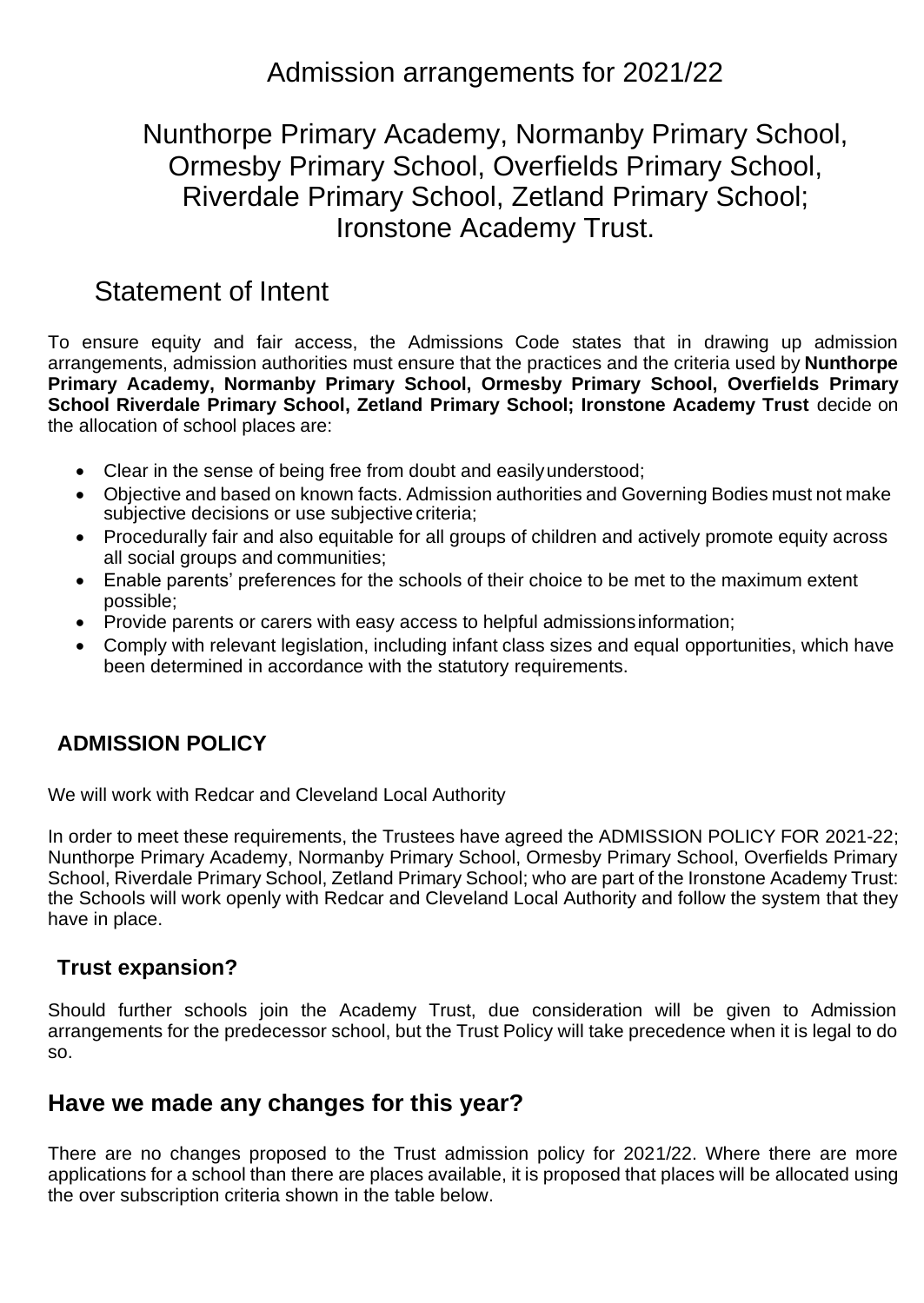# Admission arrangements for 2021/22

# Nunthorpe Primary Academy, Normanby Primary School, Ormesby Primary School, Overfields Primary School, Riverdale Primary School, Zetland Primary School; Ironstone Academy Trust.

## Statement of Intent

To ensure equity and fair access, the Admissions Code states that in drawing up admission arrangements, admission authorities must ensure that the practices and the criteria used by **Nunthorpe Primary Academy, Normanby Primary School, Ormesby Primary School, Overfields Primary School Riverdale Primary School, Zetland Primary School; Ironstone Academy Trust** decide on the allocation of school places are:

- Clear in the sense of being free from doubt and easily understood;
- Objective and based on known facts. Admission authorities and Governing Bodies must not make subjective decisions or use subjective criteria;
- Procedurally fair and also equitable for all groups of children and actively promote equity across all social groups and communities;
- Enable parents' preferences for the schools of their choice to be met to the maximum extent possible;
- Provide parents or carers with easy access to helpful admissions information;
- Comply with relevant legislation, including infant class sizes and equal opportunities, which have been determined in accordance with the statutory requirements.

### ADMISSION POLICY

We will work with Redcar and Cleveland Local Authority

In order to meet these requirements, the Trustees have agreed the ADMISSION POLICY FOR 2021-22; Nunthorpe Primary Academy, Normanby Primary School, Ormesby Primary School, Overfields Primary School, Riverdale Primary School, Zetland Primary School; who are part of the Ironstone Academy Trust: the Schools will work openly with Redcar and Cleveland Local Authority and follow the system that they have in place.

### Trust expansion?

Should further schools join the Academy Trust, due consideration will be given to Admission arrangements for the predecessor school, but the Trust Policy will take precedence when it is legal to do so.

## Have we made any changes for this year?

There are no changes proposed to the Trust admission policy for 2021/22. Where there are more applications for a school than there are places available, it is proposed that places will be allocated using the over subscription criteria shown in the table below.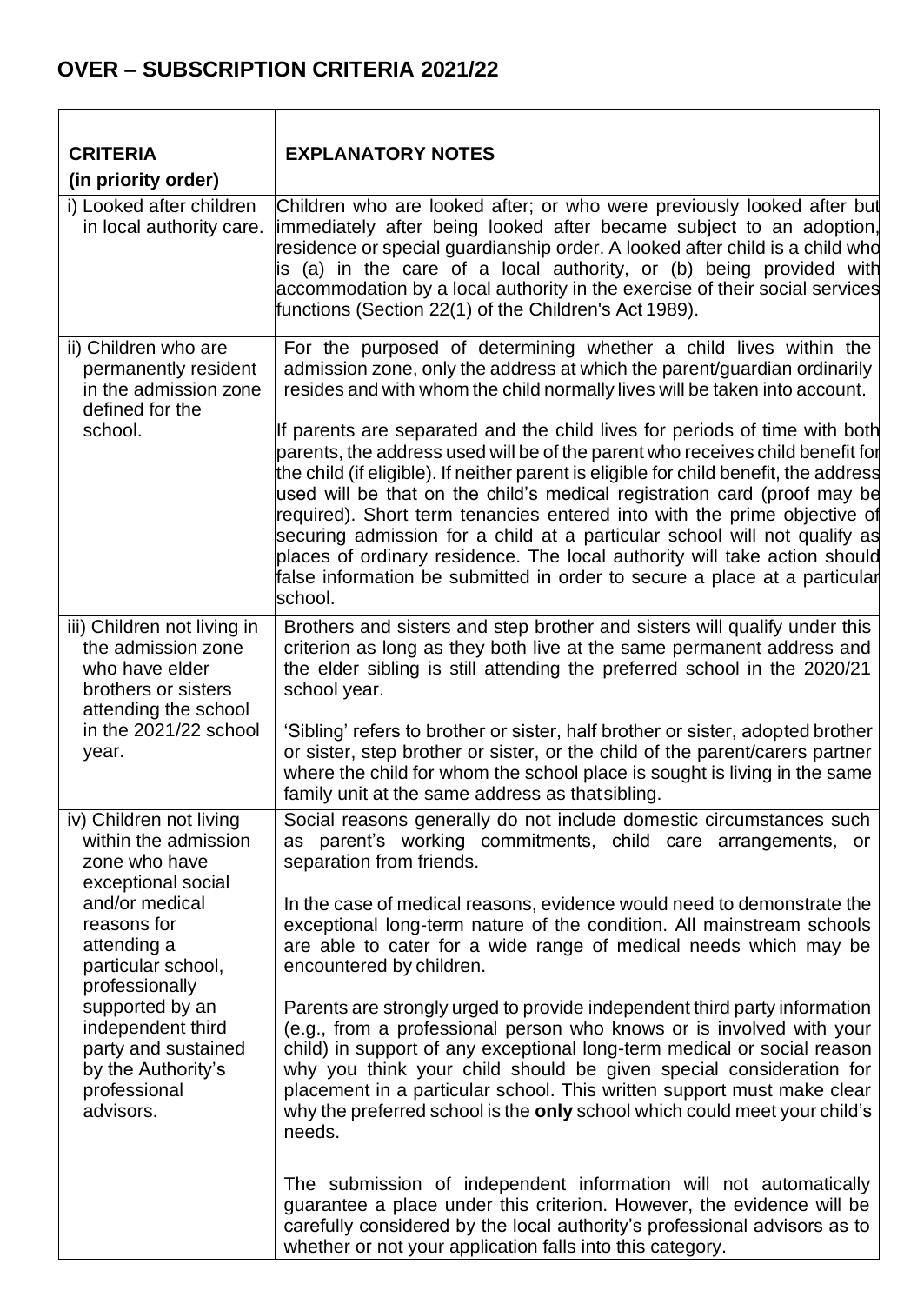## OVER – SUBSCRIPTION CRITERIA 2021/22

| CRITERIA (in priority order) | EXPLANATORY NOTES |
| --- | --- |
| i) Looked after children in local authority care. | Children who are looked after; or who were previously looked after but immediately after being looked after became subject to an adoption, residence or special guardianship order. A looked after child is a child who is (a) in the care of a local authority, or (b) being provided with accommodation by a local authority in the exercise of their social services functions (Section 22(1) of the Children's Act 1989). |
| ii) Children who are permanently resident in the admission zone defined for the school. | For the purposed of determining whether a child lives within the admission zone, only the address at which the parent/guardian ordinarily resides and with whom the child normally lives will be taken into account.<br><br>If parents are separated and the child lives for periods of time with both parents, the address used will be of the parent who receives child benefit for the child (if eligible). If neither parent is eligible for child benefit, the address used will be that on the child's medical registration card (proof may be required). Short term tenancies entered into with the prime objective of securing admission for a child at a particular school will not qualify as places of ordinary residence. The local authority will take action should false information be submitted in order to secure a place at a particular school. |
| iii) Children not living in the admission zone who have elder brothers or sisters attending the school in the 2021/22 school year. | Brothers and sisters and step brother and sisters will qualify under this criterion as long as they both live at the same permanent address and the elder sibling is still attending the preferred school in the 2020/21 school year.<br><br>'Sibling' refers to brother or sister, half brother or sister, adopted brother or sister, step brother or sister, or the child of the parent/carers partner where the child for whom the school place is sought is living in the same family unit at the same address as that sibling. |
| iv) Children not living within the admission zone who have exceptional social and/or medical reasons for attending a particular school, professionally supported by an independent third party and sustained by the Authority's professional advisors. | Social reasons generally do not include domestic circumstances such as parent's working commitments, child care arrangements, or separation from friends.<br><br>In the case of medical reasons, evidence would need to demonstrate the exceptional long-term nature of the condition. All mainstream schools are able to cater for a wide range of medical needs which may be encountered by children.<br><br>Parents are strongly urged to provide independent third party information (e.g., from a professional person who knows or is involved with your child) in support of any exceptional long-term medical or social reason why you think your child should be given special consideration for placement in a particular school. This written support must make clear why the preferred school is the **only** school which could meet your child's needs.<br><br>The submission of independent information will not automatically guarantee a place under this criterion. However, the evidence will be carefully considered by the local authority's professional advisors as to whether or not your application falls into this category. |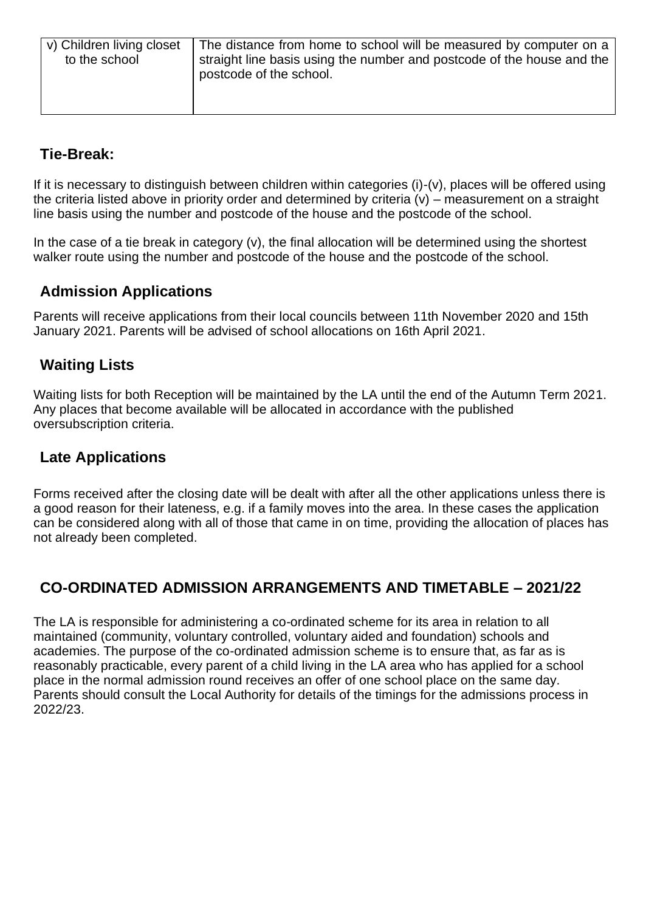| v) Children living closet to the school | The distance from home to school will be measured by computer on a straight line basis using the number and postcode of the house and the postcode of the school. |
|---|---|

## Tie-Break:

If it is necessary to distinguish between children within categories (i)-(v), places will be offered using the criteria listed above in priority order and determined by criteria (v) – measurement on a straight line basis using the number and postcode of the house and the postcode of the school.

In the case of a tie break in category (v), the final allocation will be determined using the shortest walker route using the number and postcode of the house and the postcode of the school.

## Admission Applications

Parents will receive applications from their local councils between 11th November 2020 and 15th January 2021. Parents will be advised of school allocations on 16th April 2021.

## Waiting Lists

Waiting lists for both Reception will be maintained by the LA until the end of the Autumn Term 2021. Any places that become available will be allocated in accordance with the published oversubscription criteria.

## Late Applications

Forms received after the closing date will be dealt with after all the other applications unless there is a good reason for their lateness, e.g. if a family moves into the area. In these cases the application can be considered along with all of those that came in on time, providing the allocation of places has not already been completed.

## CO-ORDINATED ADMISSION ARRANGEMENTS AND TIMETABLE – 2021/22

The LA is responsible for administering a co-ordinated scheme for its area in relation to all maintained (community, voluntary controlled, voluntary aided and foundation) schools and academies. The purpose of the co-ordinated admission scheme is to ensure that, as far as is reasonably practicable, every parent of a child living in the LA area who has applied for a school place in the normal admission round receives an offer of one school place on the same day. Parents should consult the Local Authority for details of the timings for the admissions process in 2022/23.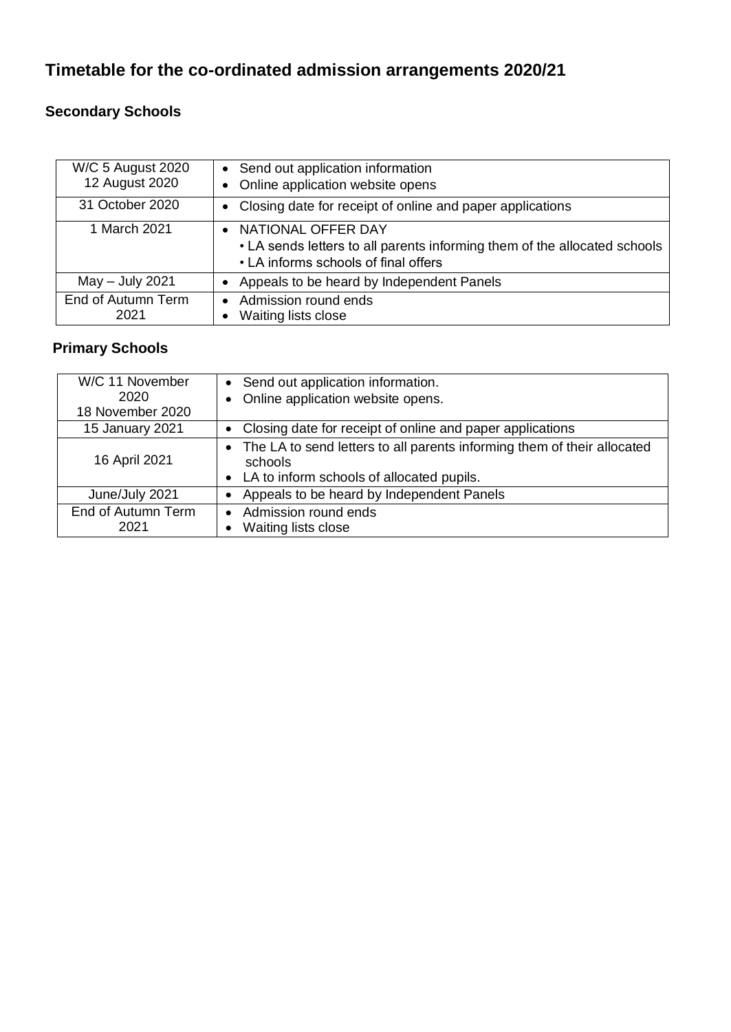# Timetable for the co-ordinated admission arrangements 2020/21

## Secondary Schools

| | |
|---|---|
| W/C 5 August 2020<br>12 August 2020 | • Send out application information<br>• Online application website opens |
| 31 October 2020 | • Closing date for receipt of online and paper applications |
| 1 March 2021 | • NATIONAL OFFER DAY<br>• LA sends letters to all parents informing them of the allocated schools<br>• LA informs schools of final offers |
| May – July 2021 | • Appeals to be heard by Independent Panels |
| End of Autumn Term 2021 | • Admission round ends<br>• Waiting lists close |

## Primary Schools

| | |
|---|---|
| W/C 11 November 2020<br>18 November 2020 | • Send out application information.<br>• Online application website opens. |
| 15 January 2021 | • Closing date for receipt of online and paper applications |
| 16 April 2021 | • The LA to send letters to all parents informing them of their allocated schools<br>• LA to inform schools of allocated pupils. |
| June/July 2021 | • Appeals to be heard by Independent Panels |
| End of Autumn Term 2021 | • Admission round ends<br>• Waiting lists close |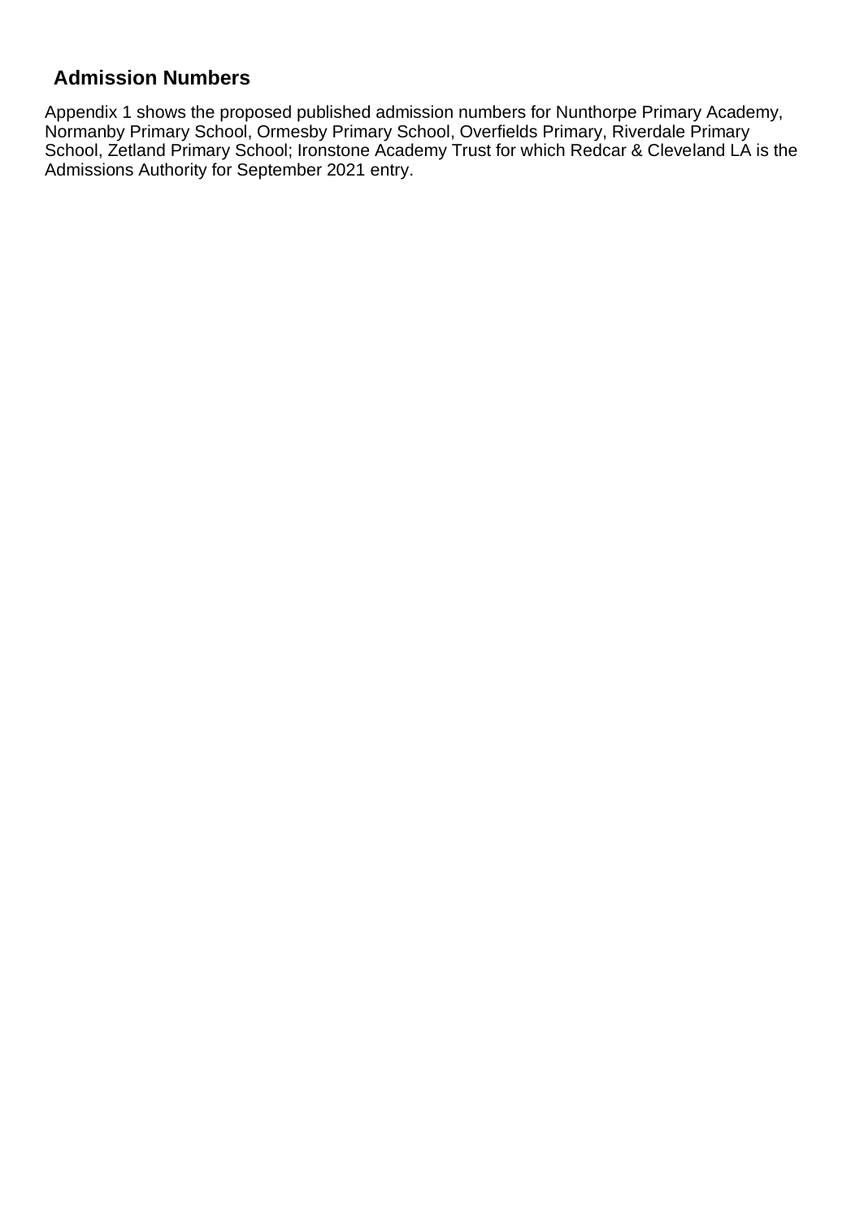## Admission Numbers

Appendix 1 shows the proposed published admission numbers for Nunthorpe Primary Academy, Normanby Primary School, Ormesby Primary School, Overfields Primary, Riverdale Primary School, Zetland Primary School; Ironstone Academy Trust for which Redcar & Cleveland LA is the Admissions Authority for September 2021 entry.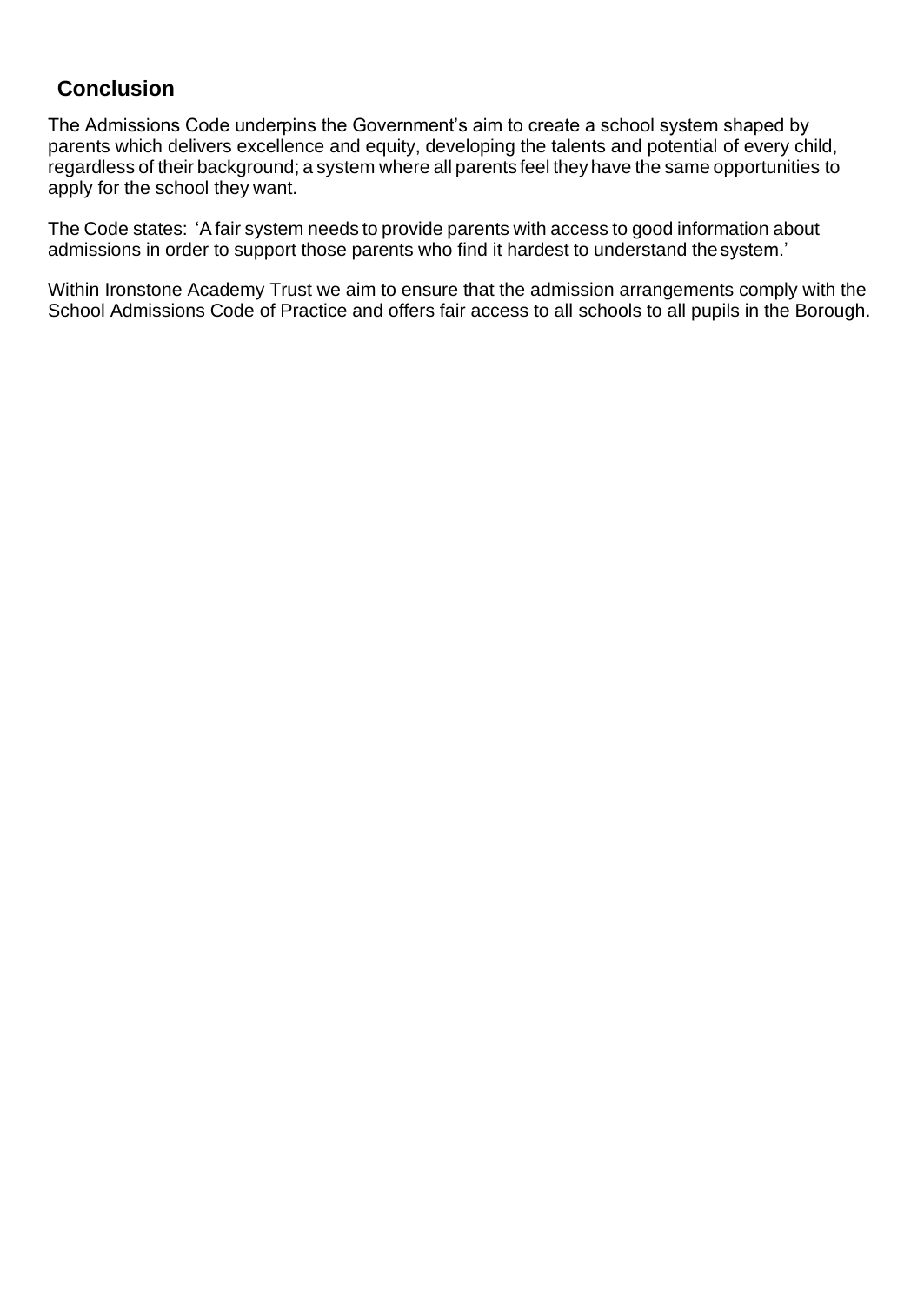## Conclusion

The Admissions Code underpins the Government's aim to create a school system shaped by parents which delivers excellence and equity, developing the talents and potential of every child, regardless of their background; a system where all parents feel they have the same opportunities to apply for the school they want.

The Code states: 'A fair system needs to provide parents with access to good information about admissions in order to support those parents who find it hardest to understand the system.'

Within Ironstone Academy Trust we aim to ensure that the admission arrangements comply with the School Admissions Code of Practice and offers fair access to all schools to all pupils in the Borough.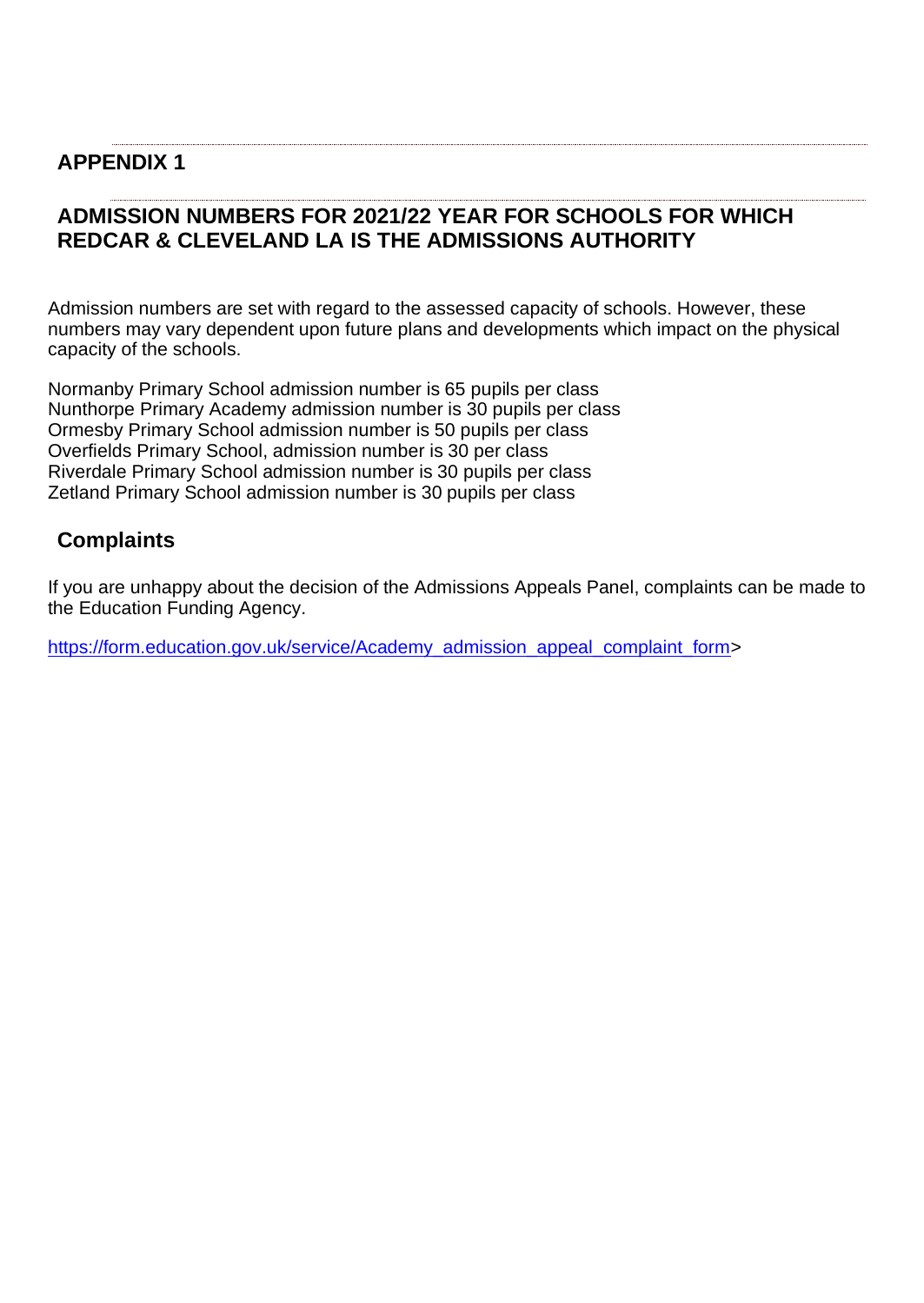## APPENDIX 1

## ADMISSION NUMBERS FOR 2021/22 YEAR FOR SCHOOLS FOR WHICH REDCAR & CLEVELAND LA IS THE ADMISSIONS AUTHORITY

Admission numbers are set with regard to the assessed capacity of schools. However, these numbers may vary dependent upon future plans and developments which impact on the physical capacity of the schools.

Normanby Primary School admission number is 65 pupils per class
Nunthorpe Primary Academy admission number is 30 pupils per class
Ormesby Primary School admission number is 50 pupils per class
Overfields Primary School, admission number is 30 per class
Riverdale Primary School admission number is 30 pupils per class
Zetland Primary School admission number is 30 pupils per class

## Complaints

If you are unhappy about the decision of the Admissions Appeals Panel, complaints can be made to the Education Funding Agency.

https://form.education.gov.uk/service/Academy_admission_appeal_complaint_form>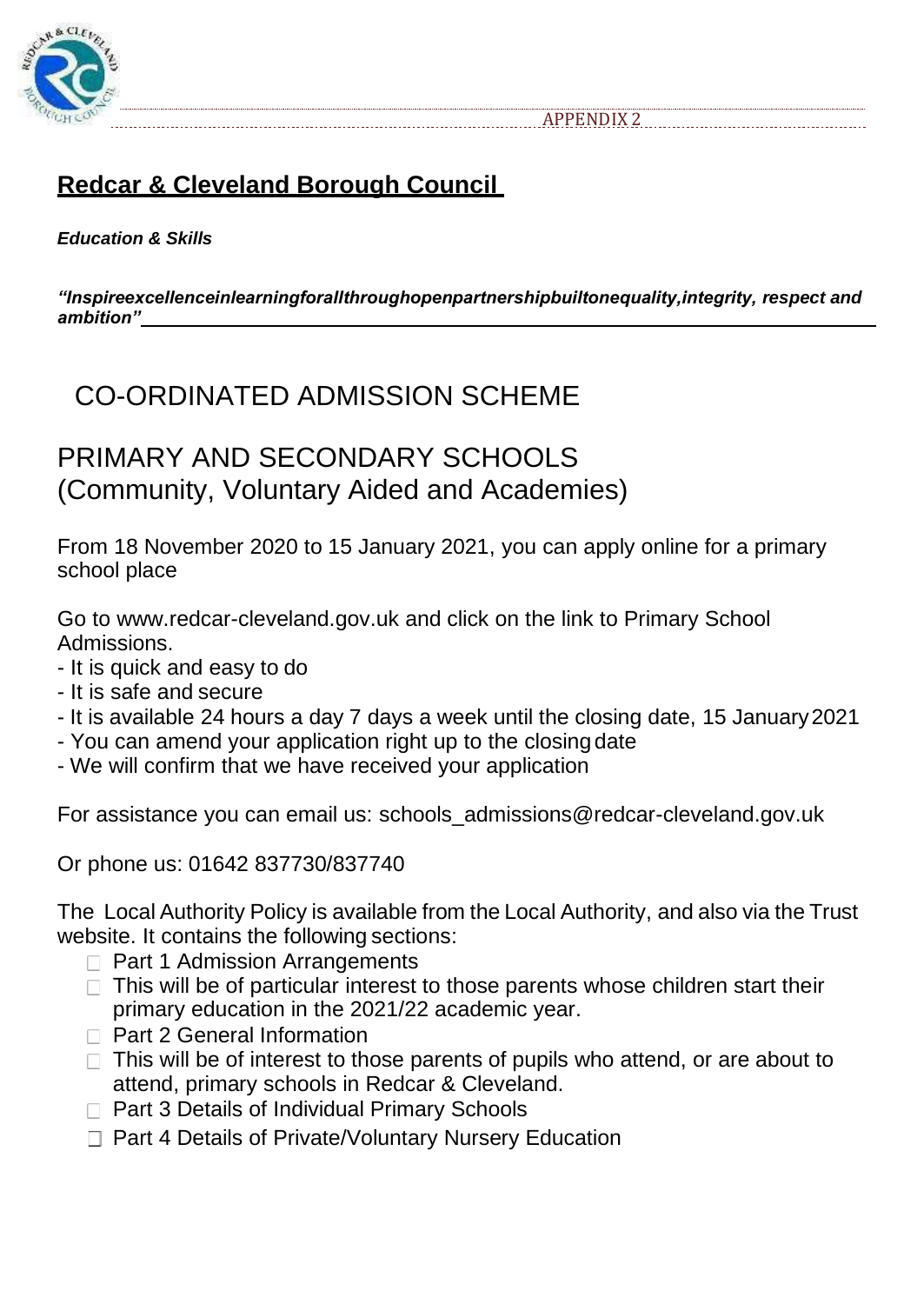APPENDIX 2

## **Redcar & Cleveland Borough Council**

***Education & Skills***

***"Inspireexcellenceinlearningforallthroughopenpartnershipbuiltonequality,integrity, respect and ambition"***

# CO-ORDINATED ADMISSION SCHEME

## PRIMARY AND SECONDARY SCHOOLS (Community, Voluntary Aided and Academies)

From 18 November 2020 to 15 January 2021, you can apply online for a primary school place

Go to www.redcar-cleveland.gov.uk and click on the link to Primary School Admissions.

- It is quick and easy to do
- It is safe and secure
- It is available 24 hours a day 7 days a week until the closing date, 15 January 2021
- You can amend your application right up to the closing date
- We will confirm that we have received your application

For assistance you can email us: schools_admissions@redcar-cleveland.gov.uk

Or phone us: 01642 837730/837740

The Local Authority Policy is available from the Local Authority, and also via the Trust website. It contains the following sections:

- Part 1 Admission Arrangements
- This will be of particular interest to those parents whose children start their primary education in the 2021/22 academic year.
- Part 2 General Information
- This will be of interest to those parents of pupils who attend, or are about to attend, primary schools in Redcar & Cleveland.
- Part 3 Details of Individual Primary Schools
- Part 4 Details of Private/Voluntary Nursery Education